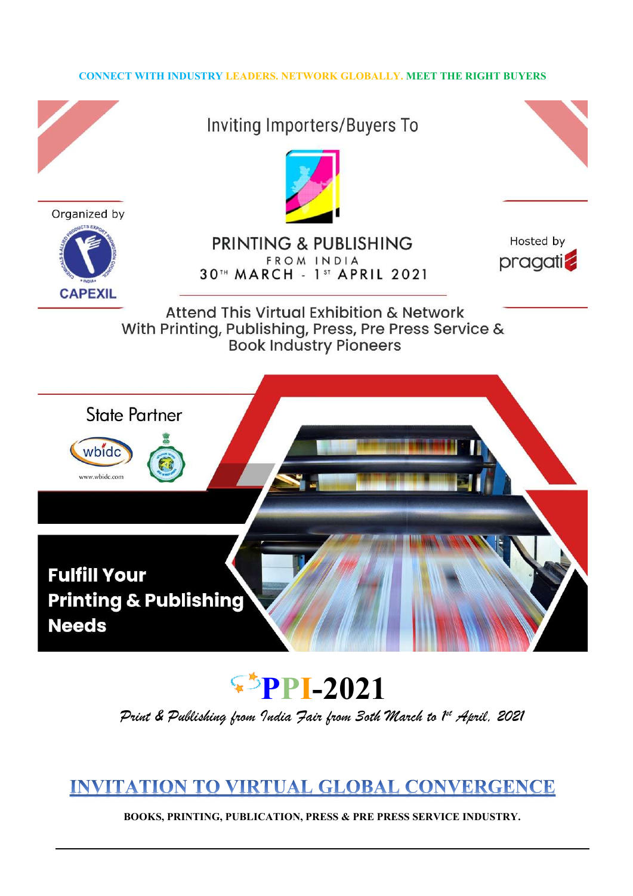**CONNECT WITH INDUSTRY LEADERS. NETWORK GLOBALLY. MEET THE RIGHT BUYERS**

Inviting Importers/Buyers To

Organized by

CAPEXIL

# PRINTING & PUBLISHING

FROM INDIA

30TH MARCH - 1ST APRIL 2021

Hosted by

pragati

Attend This Virtual Exhibition & Network With Printing, Publishing, Press, Pre Press Service & Book Industry Pioneers

State Partner

wbidc

www.wbidc.com

**Fulfill Your Printing & Publishing Needs**

# PPI-2021

*Print & Publishing from India Fair from 30th March to 1st April, 2021*

## INVITATION TO VIRTUAL GLOBAL CONVERGENCE

**BOOKS, PRINTING, PUBLICATION, PRESS & PRE PRESS SERVICE INDUSTRY.**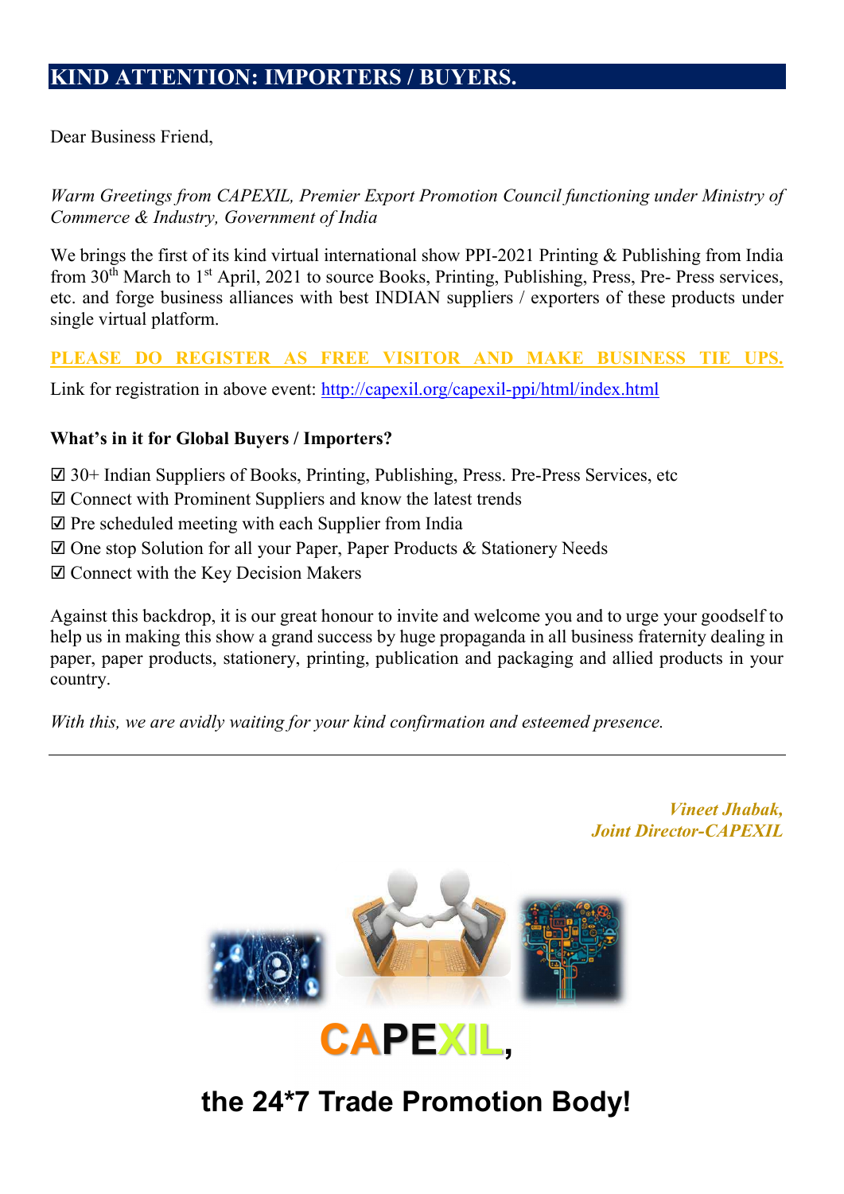## KIND ATTENTION: IMPORTERS / BUYERS.

Dear Business Friend,

*Warm Greetings from CAPEXIL, Premier Export Promotion Council functioning under Ministry of Commerce & Industry, Government of India*

We brings the first of its kind virtual international show PPI-2021 Printing & Publishing from India from 30th March to 1st April, 2021 to source Books, Printing, Publishing, Press, Pre- Press services, etc. and forge business alliances with best INDIAN suppliers / exporters of these products under single virtual platform.

**PLEASE DO REGISTER AS FREE VISITOR AND MAKE BUSINESS TIE UPS.**

Link for registration in above event: http://capexil.org/capexil-ppi/html/index.html

**What's in it for Global Buyers / Importers?**

☑ 30+ Indian Suppliers of Books, Printing, Publishing, Press. Pre-Press Services, etc
☑ Connect with Prominent Suppliers and know the latest trends
☑ Pre scheduled meeting with each Supplier from India
☑ One stop Solution for all your Paper, Paper Products & Stationery Needs
☑ Connect with the Key Decision Makers

Against this backdrop, it is our great honour to invite and welcome you and to urge your goodself to help us in making this show a grand success by huge propaganda in all business fraternity dealing in paper, paper products, stationery, printing, publication and packaging and allied products in your country.

*With this, we are avidly waiting for your kind confirmation and esteemed presence.*

---

***Vineet Jhabak,***
***Joint Director-CAPEXIL***

**CAPEXIL,**

**the 24*7 Trade Promotion Body!**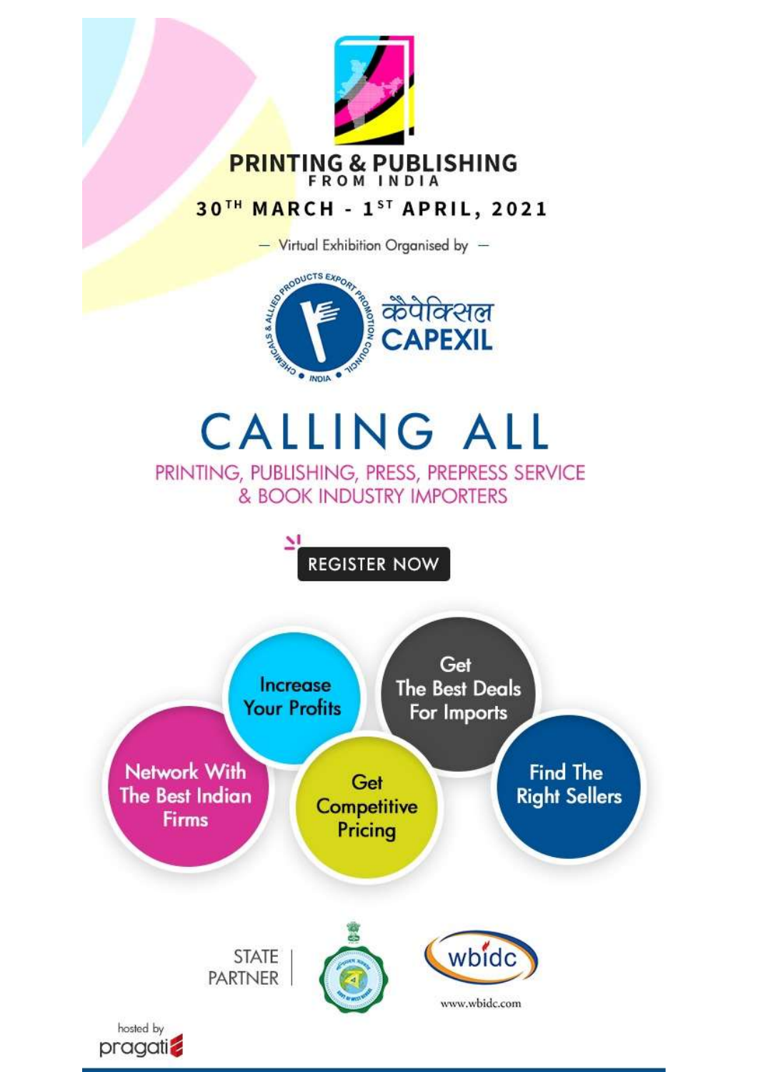# PRINTING & PUBLISHING
FROM INDIA

30TH MARCH - 1ST APRIL, 2021

— Virtual Exhibition Organised by —

CHEMICALS & ALLIED PRODUCTS EXPORT PROMOTION COUNCIL • INDIA •

कैपेक्सिल
CAPEXIL

# CALLING ALL

PRINTING, PUBLISHING, PRESS, PREPRESS SERVICE & BOOK INDUSTRY IMPORTERS

REGISTER NOW

- Network With The Best Indian Firms
- Increase Your Profits
- Get Competitive Pricing
- Get The Best Deals For Imports
- Find The Right Sellers

STATE PARTNER

wbidc

www.wbidc.com

hosted by pragati